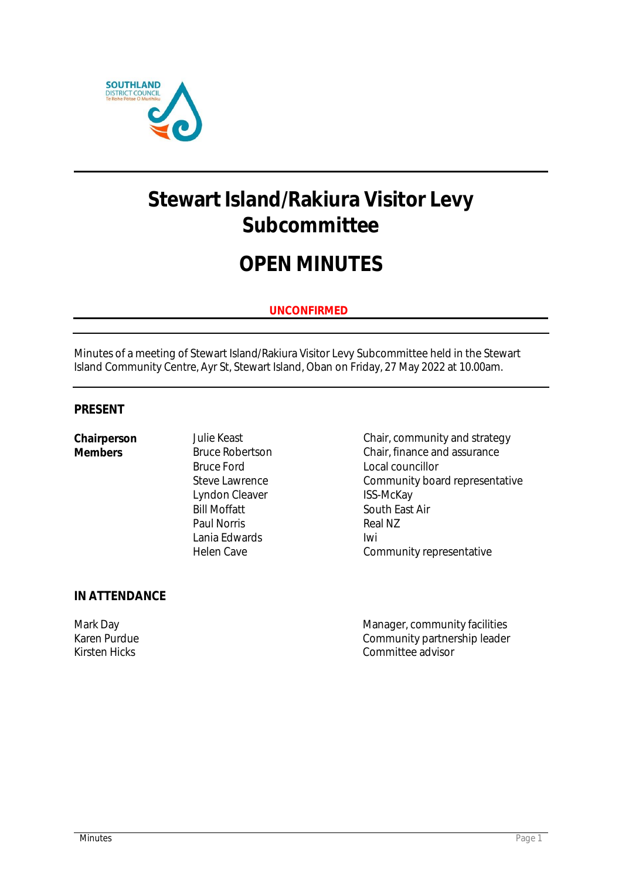# Stewart Island/Rakiura Visitor Levy Subcommittee

# OPEN MINUTES

**UNCONFIRMED**

Minutes of a meeting of Stewart Island/Rakiura Visitor Levy Subcommittee held in the Stewart Island Community Centre, Ayr St, Stewart Island, Oban on Friday, 27 May 2022 at 10.00am.

## PRESENT

| | | |
|---|---|---|
| **Chairperson** | Julie Keast | Chair, community and strategy |
| **Members** | Bruce Robertson | Chair, finance and assurance |
| | Bruce Ford | Local councillor |
| | Steve Lawrence | Community board representative |
| | Lyndon Cleaver | ISS-McKay |
| | Bill Moffatt | South East Air |
| | Paul Norris | Real NZ |
| | Lania Edwards | Iwi |
| | Helen Cave | Community representative |

## IN ATTENDANCE

| | |
|---|---|
| Mark Day | Manager, community facilities |
| Karen Purdue | Community partnership leader |
| Kirsten Hicks | Committee advisor |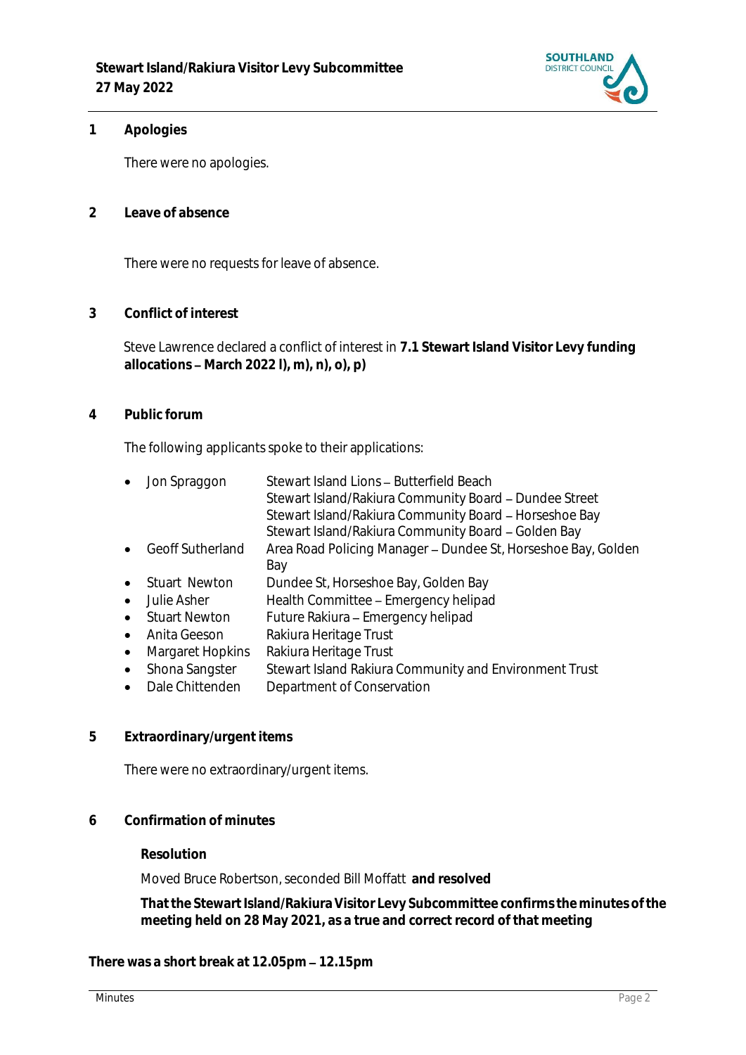## 1 Apologies

There were no apologies.

## 2 Leave of absence

There were no requests for leave of absence.

## 3 Conflict of interest

Steve Lawrence declared a conflict of interest in **7.1 Stewart Island Visitor Levy funding allocations – March 2022 l), m), n), o), p)**

## 4 Public forum

The following applicants spoke to their applications:

- Jon Spraggon — Stewart Island Lions – Butterfield Beach
  Stewart Island/Rakiura Community Board – Dundee Street
  Stewart Island/Rakiura Community Board – Horseshoe Bay
  Stewart Island/Rakiura Community Board – Golden Bay
- Geoff Sutherland — Area Road Policing Manager – Dundee St, Horseshoe Bay, Golden Bay
- Stuart Newton — Dundee St, Horseshoe Bay, Golden Bay
- Julie Asher — Health Committee – Emergency helipad
- Stuart Newton — Future Rakiura – Emergency helipad
- Anita Geeson — Rakiura Heritage Trust
- Margaret Hopkins — Rakiura Heritage Trust
- Shona Sangster — Stewart Island Rakiura Community and Environment Trust
- Dale Chittenden — Department of Conservation

## 5 Extraordinary/urgent items

There were no extraordinary/urgent items.

## 6 Confirmation of minutes

**Resolution**

Moved Bruce Robertson, seconded Bill Moffatt **and resolved**

**That the Stewart Island/Rakiura Visitor Levy Subcommittee confirms the minutes of the meeting held on 28 May 2021, as a true and correct record of that meeting**

**There was a short break at 12.05pm – 12.15pm**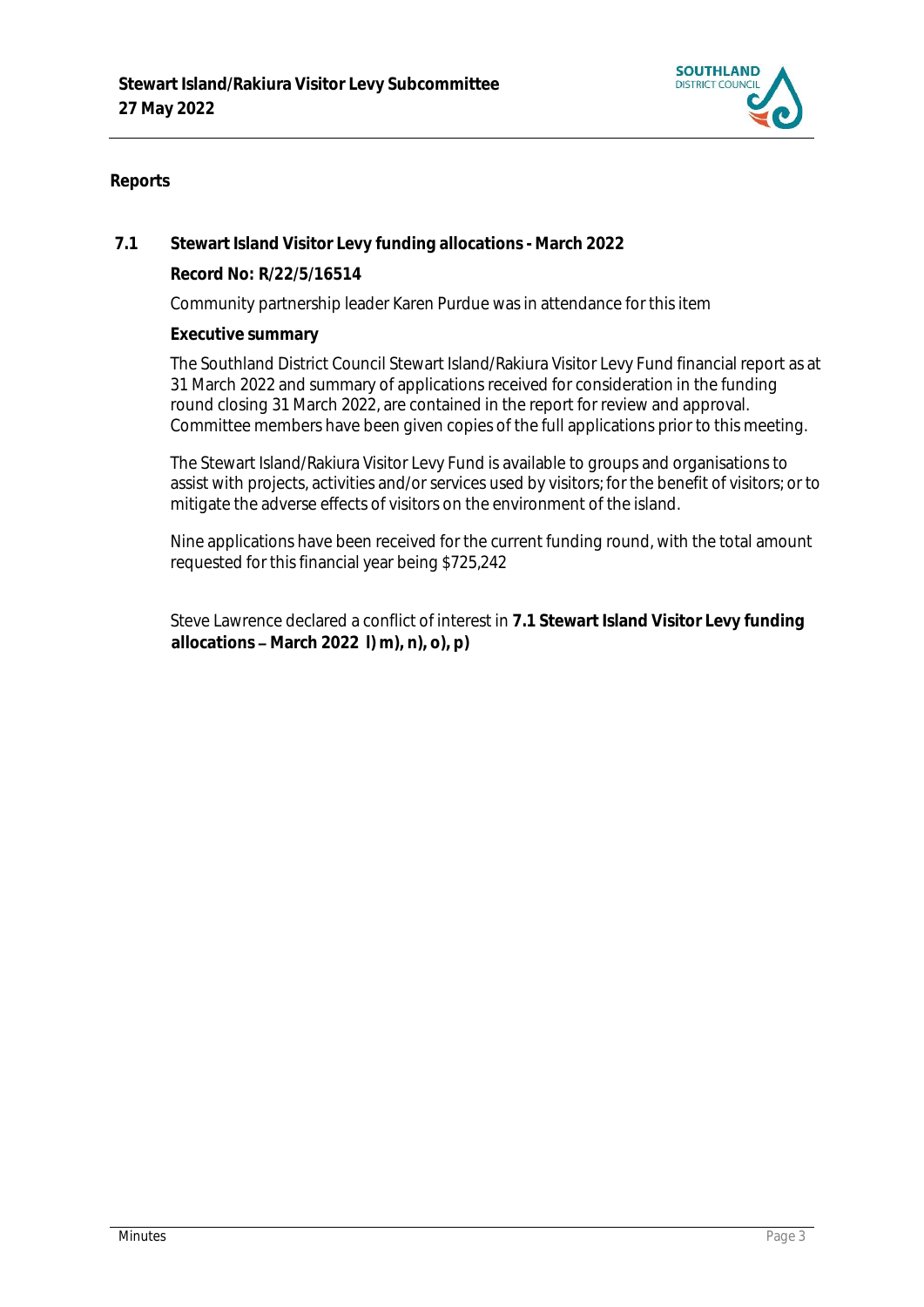## Reports

### 7.1 Stewart Island Visitor Levy funding allocations - March 2022

**Record No: R/22/5/16514**

Community partnership leader Karen Purdue was in attendance for this item

**Executive summary**

The Southland District Council Stewart Island/Rakiura Visitor Levy Fund financial report as at 31 March 2022 and summary of applications received for consideration in the funding round closing 31 March 2022, are contained in the report for review and approval. Committee members have been given copies of the full applications prior to this meeting.

The Stewart Island/Rakiura Visitor Levy Fund is available to groups and organisations to assist with projects, activities and/or services used by visitors; for the benefit of visitors; or to mitigate the adverse effects of visitors on the environment of the island.

Nine applications have been received for the current funding round, with the total amount requested for this financial year being $725,242

Steve Lawrence declared a conflict of interest in **7.1 Stewart Island Visitor Levy funding allocations – March 2022 l) m), n), o), p)**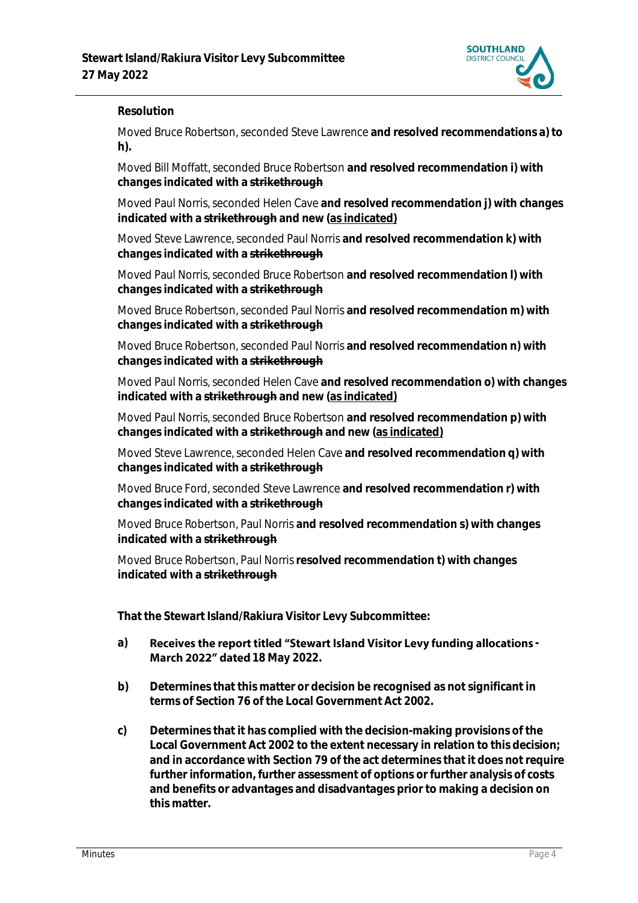**Resolution**

Moved Bruce Robertson, seconded Steve Lawrence **and resolved recommendations a) to h).**

Moved Bill Moffatt, seconded Bruce Robertson **and resolved recommendation i) with changes indicated with a ~~strikethrough~~**

Moved Paul Norris, seconded Helen Cave **and resolved recommendation j) with changes indicated with a ~~strikethrough~~ and new <u>(as indicated)</u>**

Moved Steve Lawrence, seconded Paul Norris **and resolved recommendation k) with changes indicated with a ~~strikethrough~~**

Moved Paul Norris, seconded Bruce Robertson **and resolved recommendation l) with changes indicated with a ~~strikethrough~~**

Moved Bruce Robertson, seconded Paul Norris **and resolved recommendation m) with changes indicated with a ~~strikethrough~~**

Moved Bruce Robertson, seconded Paul Norris **and resolved recommendation n) with changes indicated with a ~~strikethrough~~**

Moved Paul Norris, seconded Helen Cave **and resolved recommendation o) with changes indicated with a ~~strikethrough~~ and new <u>(as indicated)</u>**

Moved Paul Norris, seconded Bruce Robertson **and resolved recommendation p) with changes indicated with a ~~strikethrough~~ and new <u>(as indicated)</u>**

Moved Steve Lawrence, seconded Helen Cave **and resolved recommendation q) with changes indicated with a ~~strikethrough~~**

Moved Bruce Ford, seconded Steve Lawrence **and resolved recommendation r) with changes indicated with a ~~strikethrough~~**

Moved Bruce Robertson, Paul Norris **and resolved recommendation s) with changes indicated with a ~~strikethrough~~**

Moved Bruce Robertson, Paul Norris **resolved recommendation t) with changes indicated with a ~~strikethrough~~**

**That the Stewart Island/Rakiura Visitor Levy Subcommittee:**

**a)** **Receives the report titled "Stewart Island Visitor Levy funding allocations - March 2022" dated 18 May 2022.**

**b)** **Determines that this matter or decision be recognised as not significant in terms of Section 76 of the Local Government Act 2002.**

**c)** **Determines that it has complied with the decision-making provisions of the Local Government Act 2002 to the extent necessary in relation to this decision; and in accordance with Section 79 of the act determines that it does not require further information, further assessment of options or further analysis of costs and benefits or advantages and disadvantages prior to making a decision on this matter.**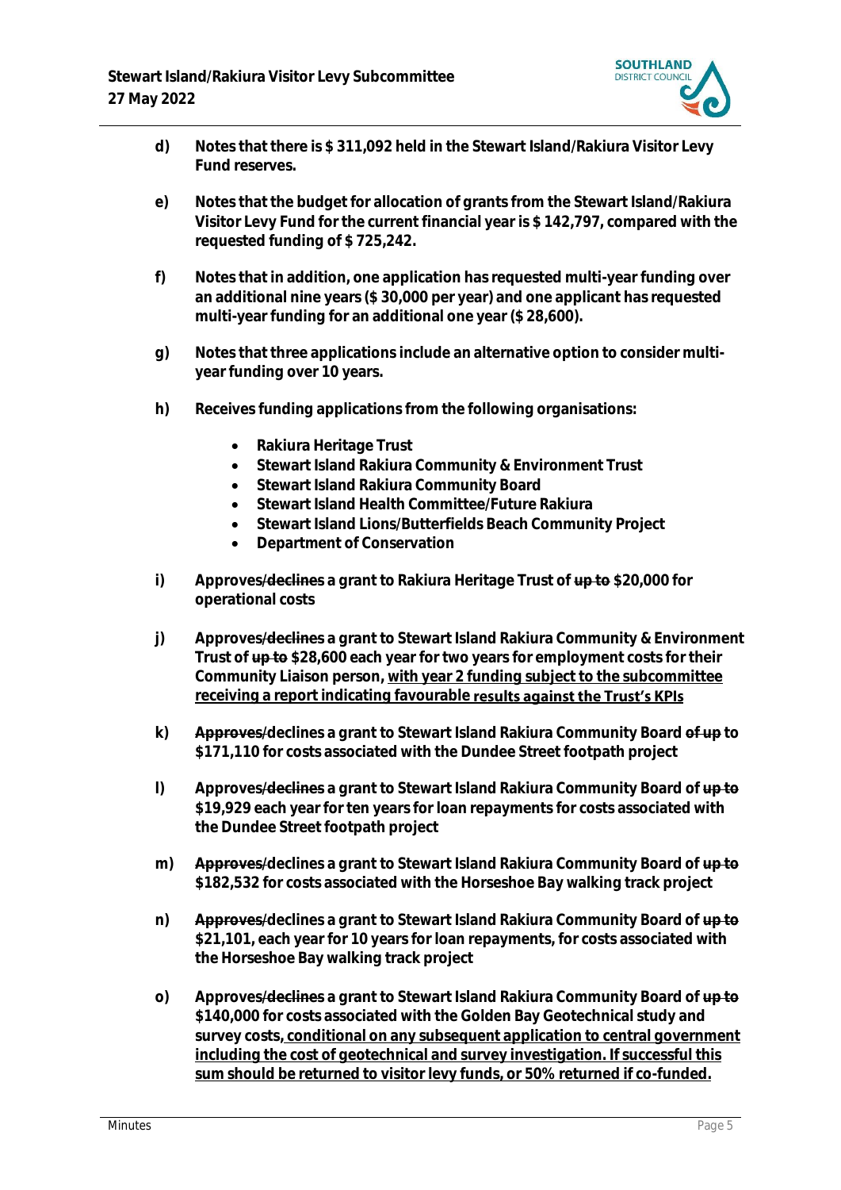**d) Notes that there is $ 311,092 held in the Stewart Island/Rakiura Visitor Levy Fund reserves.**

**e) Notes that the budget for allocation of grants from the Stewart Island/Rakiura Visitor Levy Fund for the current financial year is $ 142,797, compared with the requested funding of $ 725,242.**

**f) Notes that in addition, one application has requested multi-year funding over an additional nine years ($ 30,000 per year) and one applicant has requested multi-year funding for an additional one year ($ 28,600).**

**g) Notes that three applications include an alternative option to consider multi-year funding over 10 years.**

**h) Receives funding applications from the following organisations:**

- **Rakiura Heritage Trust**
- **Stewart Island Rakiura Community & Environment Trust**
- **Stewart Island Rakiura Community Board**
- **Stewart Island Health Committee/Future Rakiura**
- **Stewart Island Lions/Butterfields Beach Community Project**
- **Department of Conservation**

**i) Approves~~/declines~~ a grant to Rakiura Heritage Trust of ~~up to~~ $20,000 for operational costs**

**j) Approves~~/declines~~ a grant to Stewart Island Rakiura Community & Environment Trust of ~~up to~~ $28,600 each year for two years for employment costs for their Community Liaison person, <u>with year 2 funding subject to the subcommittee receiving a report indicating favourable results against the Trust's KPIs</u>**

**k) ~~Approves~~/declines a grant to Stewart Island Rakiura Community Board ~~of up~~ to $171,110 for costs associated with the Dundee Street footpath project**

**l) Approves~~/declines~~ a grant to Stewart Island Rakiura Community Board of ~~up to~~ $19,929 each year for ten years for loan repayments for costs associated with the Dundee Street footpath project**

**m) ~~Approves~~/declines a grant to Stewart Island Rakiura Community Board of ~~up to~~ $182,532 for costs associated with the Horseshoe Bay walking track project**

**n) ~~Approves~~/declines a grant to Stewart Island Rakiura Community Board of ~~up to~~ $21,101, each year for 10 years for loan repayments, for costs associated with the Horseshoe Bay walking track project**

**o) Approves~~/declines~~ a grant to Stewart Island Rakiura Community Board of ~~up to~~ $140,000 for costs associated with the Golden Bay Geotechnical study and survey costs<u>, conditional on any subsequent application to central government including the cost of geotechnical and survey investigation. If successful this sum should be returned to visitor levy funds, or 50% returned if co-funded.</u>**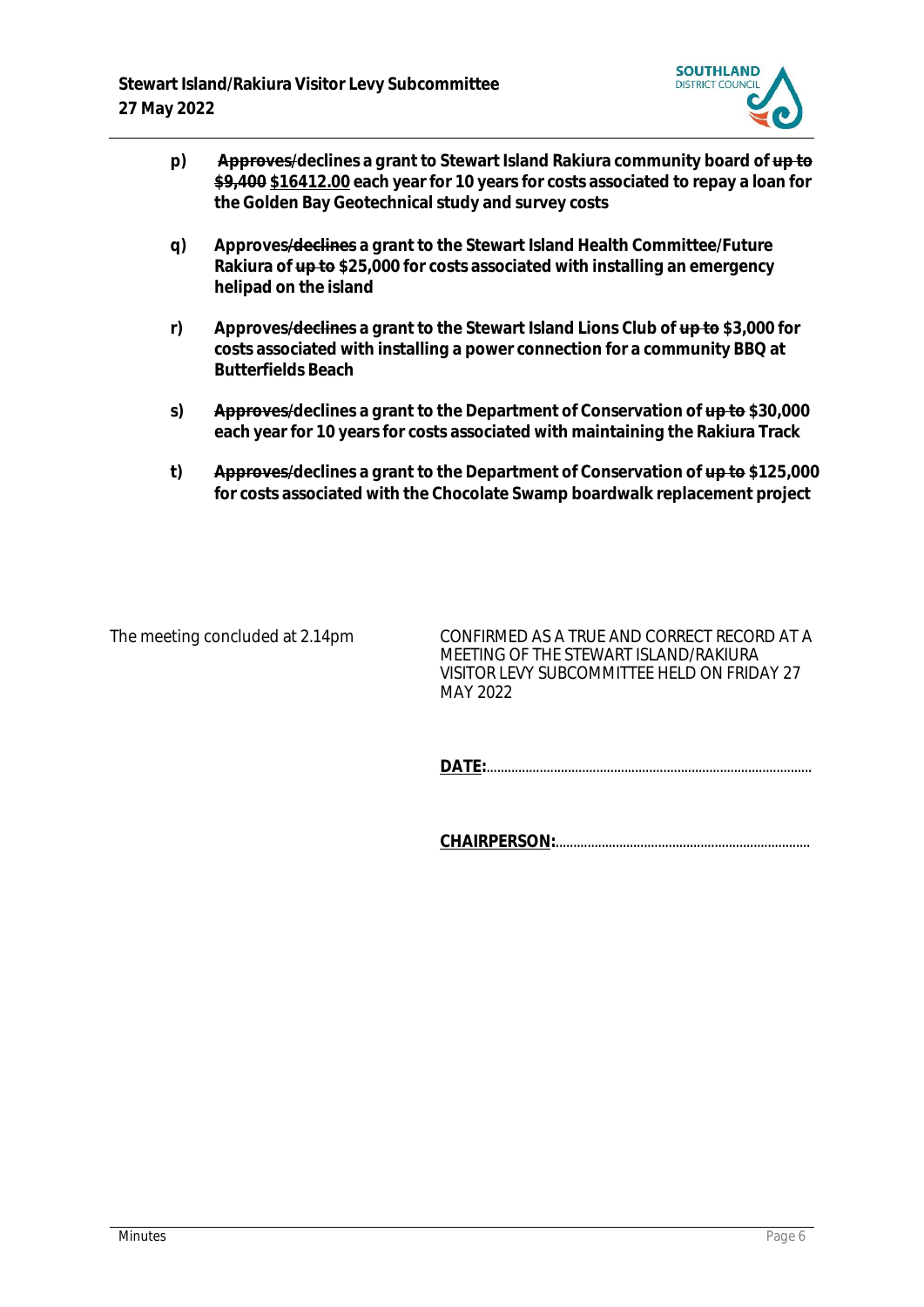p) ~~Approves~~/declines a grant to Stewart Island Rakiura community board of ~~up to $9,400~~ <u>$16412.00</u> each year for 10 years for costs associated to repay a loan for the Golden Bay Geotechnical study and survey costs

q) Approves/~~declines~~ a grant to the Stewart Island Health Committee/Future Rakiura of ~~up to~~ $25,000 for costs associated with installing an emergency helipad on the island

r) Approves/~~declines~~ a grant to the Stewart Island Lions Club of ~~up to~~ $3,000 for costs associated with installing a power connection for a community BBQ at Butterfields Beach

s) ~~Approves~~/declines a grant to the Department of Conservation of ~~up to~~ $30,000 each year for 10 years for costs associated with maintaining the Rakiura Track

t) ~~Approves~~/declines a grant to the Department of Conservation of ~~up to~~ $125,000 for costs associated with the Chocolate Swamp boardwalk replacement project

The meeting concluded at 2.14pm

CONFIRMED AS A TRUE AND CORRECT RECORD AT A MEETING OF THE STEWART ISLAND/RAKIURA VISITOR LEVY SUBCOMMITTEE HELD ON FRIDAY 27 MAY 2022

**DATE:**...........................................................................................

**CHAIRPERSON:**......................................................................